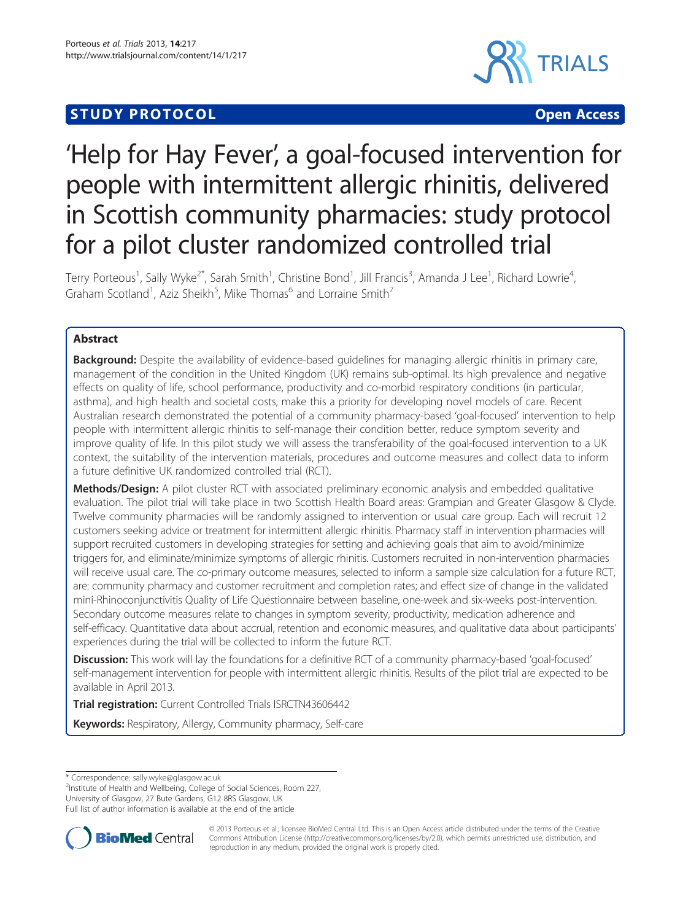**STUDY PROTOCOL** **Open Access**

# 'Help for Hay Fever', a goal-focused intervention for people with intermittent allergic rhinitis, delivered in Scottish community pharmacies: study protocol for a pilot cluster randomized controlled trial

Terry Porteous[1], Sally Wyke[2*], Sarah Smith[1], Christine Bond[1], Jill Francis[3], Amanda J Lee[1], Richard Lowrie[4], Graham Scotland[1], Aziz Sheikh[5], Mike Thomas[6] and Lorraine Smith[7]

## Abstract

**Background:** Despite the availability of evidence-based guidelines for managing allergic rhinitis in primary care, management of the condition in the United Kingdom (UK) remains sub-optimal. Its high prevalence and negative effects on quality of life, school performance, productivity and co-morbid respiratory conditions (in particular, asthma), and high health and societal costs, make this a priority for developing novel models of care. Recent Australian research demonstrated the potential of a community pharmacy-based 'goal-focused' intervention to help people with intermittent allergic rhinitis to self-manage their condition better, reduce symptom severity and improve quality of life. In this pilot study we will assess the transferability of the goal-focused intervention to a UK context, the suitability of the intervention materials, procedures and outcome measures and collect data to inform a future definitive UK randomized controlled trial (RCT).

**Methods/Design:** A pilot cluster RCT with associated preliminary economic analysis and embedded qualitative evaluation. The pilot trial will take place in two Scottish Health Board areas: Grampian and Greater Glasgow & Clyde. Twelve community pharmacies will be randomly assigned to intervention or usual care group. Each will recruit 12 customers seeking advice or treatment for intermittent allergic rhinitis. Pharmacy staff in intervention pharmacies will support recruited customers in developing strategies for setting and achieving goals that aim to avoid/minimize triggers for, and eliminate/minimize symptoms of allergic rhinitis. Customers recruited in non-intervention pharmacies will receive usual care. The co-primary outcome measures, selected to inform a sample size calculation for a future RCT, are: community pharmacy and customer recruitment and completion rates; and effect size of change in the validated mini-Rhinoconjunctivitis Quality of Life Questionnaire between baseline, one-week and six-weeks post-intervention. Secondary outcome measures relate to changes in symptom severity, productivity, medication adherence and self-efficacy. Quantitative data about accrual, retention and economic measures, and qualitative data about participants' experiences during the trial will be collected to inform the future RCT.

**Discussion:** This work will lay the foundations for a definitive RCT of a community pharmacy-based 'goal-focused' self-management intervention for people with intermittent allergic rhinitis. Results of the pilot trial are expected to be available in April 2013.

**Trial registration:** Current Controlled Trials ISRCTN43606442

**Keywords:** Respiratory, Allergy, Community pharmacy, Self-care

\* Correspondence: sally.wyke@glasgow.ac.uk
[2]Institute of Health and Wellbeing, College of Social Sciences, Room 227, University of Glasgow, 27 Bute Gardens, G12 8RS Glasgow, UK
Full list of author information is available at the end of the article

© 2013 Porteous et al.; licensee BioMed Central Ltd. This is an Open Access article distributed under the terms of the Creative Commons Attribution License (http://creativecommons.org/licenses/by/2.0), which permits unrestricted use, distribution, and reproduction in any medium, provided the original work is properly cited.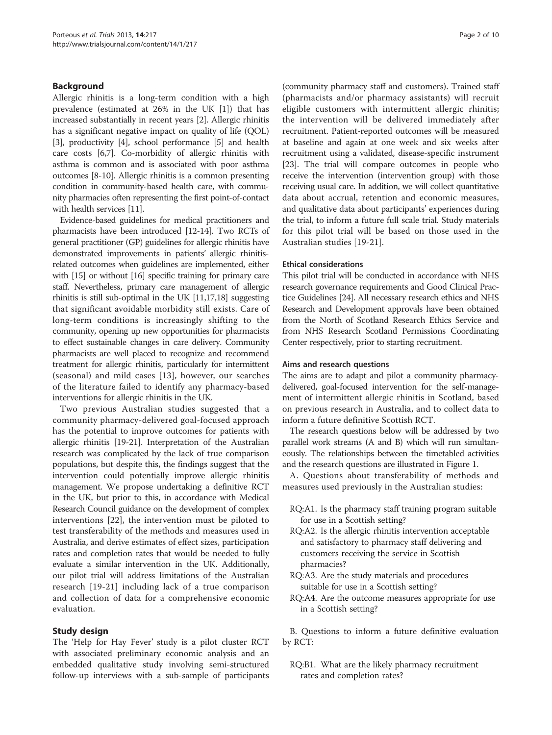## Background

Allergic rhinitis is a long-term condition with a high prevalence (estimated at 26% in the UK [1]) that has increased substantially in recent years [2]. Allergic rhinitis has a significant negative impact on quality of life (QOL) [3], productivity [4], school performance [5] and health care costs [6,7]. Co-morbidity of allergic rhinitis with asthma is common and is associated with poor asthma outcomes [8-10]. Allergic rhinitis is a common presenting condition in community-based health care, with community pharmacies often representing the first point-of-contact with health services [11].

Evidence-based guidelines for medical practitioners and pharmacists have been introduced [12-14]. Two RCTs of general practitioner (GP) guidelines for allergic rhinitis have demonstrated improvements in patients' allergic rhinitis-related outcomes when guidelines are implemented, either with [15] or without [16] specific training for primary care staff. Nevertheless, primary care management of allergic rhinitis is still sub-optimal in the UK [11,17,18] suggesting that significant avoidable morbidity still exists. Care of long-term conditions is increasingly shifting to the community, opening up new opportunities for pharmacists to effect sustainable changes in care delivery. Community pharmacists are well placed to recognize and recommend treatment for allergic rhinitis, particularly for intermittent (seasonal) and mild cases [13], however, our searches of the literature failed to identify any pharmacy-based interventions for allergic rhinitis in the UK.

Two previous Australian studies suggested that a community pharmacy-delivered goal-focused approach has the potential to improve outcomes for patients with allergic rhinitis [19-21]. Interpretation of the Australian research was complicated by the lack of true comparison populations, but despite this, the findings suggest that the intervention could potentially improve allergic rhinitis management. We propose undertaking a definitive RCT in the UK, but prior to this, in accordance with Medical Research Council guidance on the development of complex interventions [22], the intervention must be piloted to test transferability of the methods and measures used in Australia, and derive estimates of effect sizes, participation rates and completion rates that would be needed to fully evaluate a similar intervention in the UK. Additionally, our pilot trial will address limitations of the Australian research [19-21] including lack of a true comparison and collection of data for a comprehensive economic evaluation.

## Study design

The 'Help for Hay Fever' study is a pilot cluster RCT with associated preliminary economic analysis and an embedded qualitative study involving semi-structured follow-up interviews with a sub-sample of participants (community pharmacy staff and customers). Trained staff (pharmacists and/or pharmacy assistants) will recruit eligible customers with intermittent allergic rhinitis; the intervention will be delivered immediately after recruitment. Patient-reported outcomes will be measured at baseline and again at one week and six weeks after recruitment using a validated, disease-specific instrument [23]. The trial will compare outcomes in people who receive the intervention (intervention group) with those receiving usual care. In addition, we will collect quantitative data about accrual, retention and economic measures, and qualitative data about participants' experiences during the trial, to inform a future full scale trial. Study materials for this pilot trial will be based on those used in the Australian studies [19-21].

### Ethical considerations

This pilot trial will be conducted in accordance with NHS research governance requirements and Good Clinical Practice Guidelines [24]. All necessary research ethics and NHS Research and Development approvals have been obtained from the North of Scotland Research Ethics Service and from NHS Research Scotland Permissions Coordinating Center respectively, prior to starting recruitment.

### Aims and research questions

The aims are to adapt and pilot a community pharmacy-delivered, goal-focused intervention for the self-management of intermittent allergic rhinitis in Scotland, based on previous research in Australia, and to collect data to inform a future definitive Scottish RCT.

The research questions below will be addressed by two parallel work streams (A and B) which will run simultaneously. The relationships between the timetabled activities and the research questions are illustrated in Figure 1.

A. Questions about transferability of methods and measures used previously in the Australian studies:

- RQ:A1. Is the pharmacy staff training program suitable for use in a Scottish setting?
- RQ:A2. Is the allergic rhinitis intervention acceptable and satisfactory to pharmacy staff delivering and customers receiving the service in Scottish pharmacies?
- RQ:A3. Are the study materials and procedures suitable for use in a Scottish setting?
- RQ:A4. Are the outcome measures appropriate for use in a Scottish setting?

B. Questions to inform a future definitive evaluation by RCT:

- RQ:B1. What are the likely pharmacy recruitment rates and completion rates?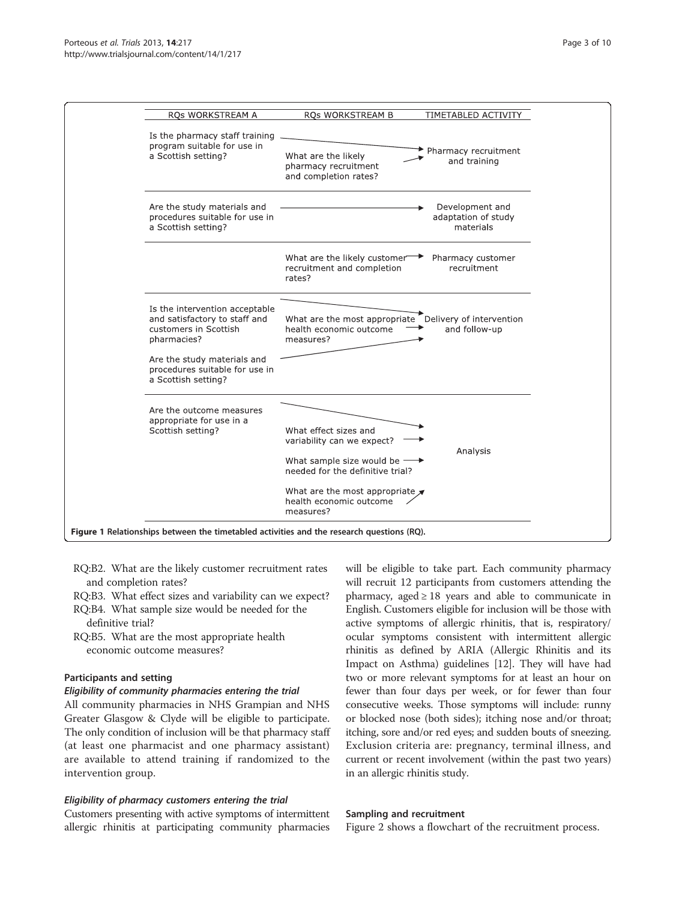| RQs WORKSTREAM A | RQs WORKSTREAM B | TIMETABLED ACTIVITY |
|---|---|---|
| Is the pharmacy staff training program suitable for use in a Scottish setting? | What are the likely pharmacy recruitment and completion rates? | Pharmacy recruitment and training |
| Are the study materials and procedures suitable for use in a Scottish setting? | | Development and adaptation of study materials |
| | What are the likely customer recruitment and completion rates? | Pharmacy customer recruitment |
| Is the intervention acceptable and satisfactory to staff and customers in Scottish pharmacies? Are the study materials and procedures suitable for use in a Scottish setting? | What are the most appropriate health economic outcome measures? | Delivery of intervention and follow-up |
| Are the outcome measures appropriate for use in a Scottish setting? | What effect sizes and variability can we expect? What sample size would be needed for the definitive trial? What are the most appropriate health economic outcome measures? | Analysis |

**Figure 1 Relationships between the timetabled activities and the research questions (RQ).**

RQ:B2. What are the likely customer recruitment rates and completion rates?

RQ:B3. What effect sizes and variability can we expect?

RQ:B4. What sample size would be needed for the definitive trial?

RQ:B5. What are the most appropriate health economic outcome measures?

## Participants and setting

### *Eligibility of community pharmacies entering the trial*

All community pharmacies in NHS Grampian and NHS Greater Glasgow & Clyde will be eligible to participate. The only condition of inclusion will be that pharmacy staff (at least one pharmacist and one pharmacy assistant) are available to attend training if randomized to the intervention group.

### *Eligibility of pharmacy customers entering the trial*

Customers presenting with active symptoms of intermittent allergic rhinitis at participating community pharmacies will be eligible to take part. Each community pharmacy will recruit 12 participants from customers attending the pharmacy, aged ≥ 18 years and able to communicate in English. Customers eligible for inclusion will be those with active symptoms of allergic rhinitis, that is, respiratory/ocular symptoms consistent with intermittent allergic rhinitis as defined by ARIA (Allergic Rhinitis and its Impact on Asthma) guidelines [12]. They will have had two or more relevant symptoms for at least an hour on fewer than four days per week, or for fewer than four consecutive weeks. Those symptoms will include: runny or blocked nose (both sides); itching nose and/or throat; itching, sore and/or red eyes; and sudden bouts of sneezing. Exclusion criteria are: pregnancy, terminal illness, and current or recent involvement (within the past two years) in an allergic rhinitis study.

## Sampling and recruitment

Figure 2 shows a flowchart of the recruitment process.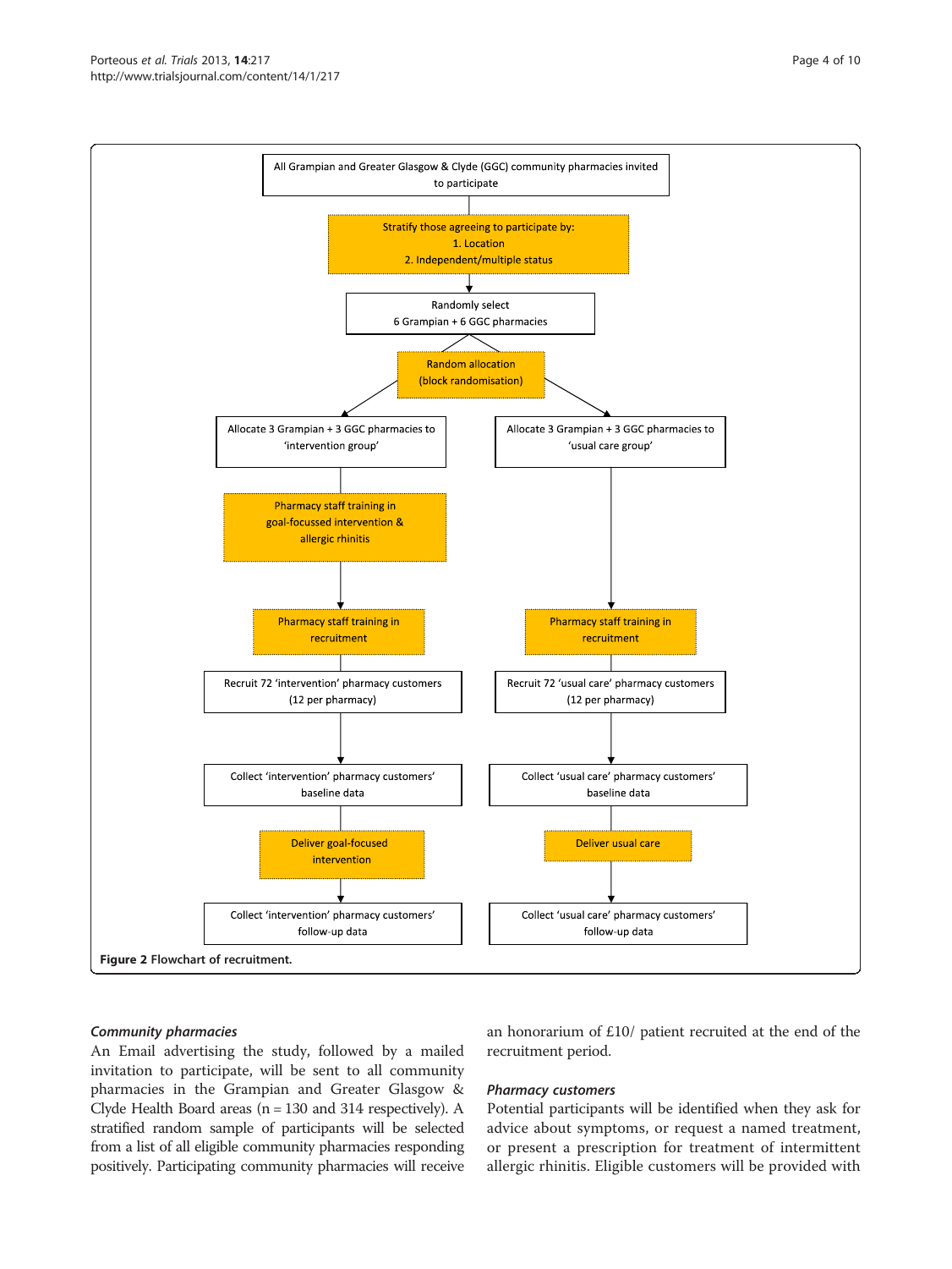All Grampian and Greater Glasgow & Clyde (GGC) community pharmacies invited to participate

Stratify those agreeing to participate by:
1. Location
2. Independent/multiple status

Randomly select 6 Grampian + 6 GGC pharmacies

Random allocation (block randomisation)

| Intervention arm | Usual care arm |
| --- | --- |
| Allocate 3 Grampian + 3 GGC pharmacies to 'intervention group' | Allocate 3 Grampian + 3 GGC pharmacies to 'usual care group' |
| Pharmacy staff training in goal-focussed intervention & allergic rhinitis | |
| Pharmacy staff training in recruitment | Pharmacy staff training in recruitment |
| Recruit 72 'intervention' pharmacy customers (12 per pharmacy) | Recruit 72 'usual care' pharmacy customers (12 per pharmacy) |
| Collect 'intervention' pharmacy customers' baseline data | Collect 'usual care' pharmacy customers' baseline data |
| Deliver goal-focused intervention | Deliver usual care |
| Collect 'intervention' pharmacy customers' follow-up data | Collect 'usual care' pharmacy customers' follow-up data |

**Figure 2** Flowchart of recruitment.

### *Community pharmacies*

An Email advertising the study, followed by a mailed invitation to participate, will be sent to all community pharmacies in the Grampian and Greater Glasgow & Clyde Health Board areas (n = 130 and 314 respectively). A stratified random sample of participants will be selected from a list of all eligible community pharmacies responding positively. Participating community pharmacies will receive an honorarium of £10/ patient recruited at the end of the recruitment period.

### *Pharmacy customers*

Potential participants will be identified when they ask for advice about symptoms, or request a named treatment, or present a prescription for treatment of intermittent allergic rhinitis. Eligible customers will be provided with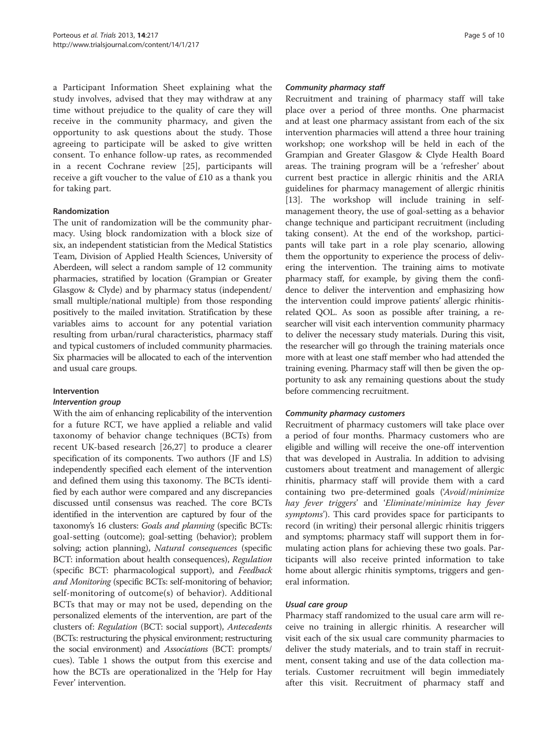a Participant Information Sheet explaining what the study involves, advised that they may withdraw at any time without prejudice to the quality of care they will receive in the community pharmacy, and given the opportunity to ask questions about the study. Those agreeing to participate will be asked to give written consent. To enhance follow-up rates, as recommended in a recent Cochrane review [25], participants will receive a gift voucher to the value of £10 as a thank you for taking part.

### Randomization

The unit of randomization will be the community pharmacy. Using block randomization with a block size of six, an independent statistician from the Medical Statistics Team, Division of Applied Health Sciences, University of Aberdeen, will select a random sample of 12 community pharmacies, stratified by location (Grampian or Greater Glasgow & Clyde) and by pharmacy status (independent/small multiple/national multiple) from those responding positively to the mailed invitation. Stratification by these variables aims to account for any potential variation resulting from urban/rural characteristics, pharmacy staff and typical customers of included community pharmacies. Six pharmacies will be allocated to each of the intervention and usual care groups.

### Intervention

#### *Intervention group*

With the aim of enhancing replicability of the intervention for a future RCT, we have applied a reliable and valid taxonomy of behavior change techniques (BCTs) from recent UK-based research [26,27] to produce a clearer specification of its components. Two authors (JF and LS) independently specified each element of the intervention and defined them using this taxonomy. The BCTs identified by each author were compared and any discrepancies discussed until consensus was reached. The core BCTs identified in the intervention are captured by four of the taxonomy's 16 clusters: *Goals and planning* (specific BCTs: goal-setting (outcome); goal-setting (behavior); problem solving; action planning), *Natural consequences* (specific BCT: information about health consequences), *Regulation* (specific BCT: pharmacological support), and *Feedback and Monitoring* (specific BCTs: self-monitoring of behavior; self-monitoring of outcome(s) of behavior). Additional BCTs that may or may not be used, depending on the personalized elements of the intervention, are part of the clusters of: *Regulation* (BCT: social support), *Antecedents* (BCTs: restructuring the physical environment; restructuring the social environment) and *Associations* (BCT: prompts/cues). Table 1 shows the output from this exercise and how the BCTs are operationalized in the 'Help for Hay Fever' intervention.

#### *Community pharmacy staff*

Recruitment and training of pharmacy staff will take place over a period of three months. One pharmacist and at least one pharmacy assistant from each of the six intervention pharmacies will attend a three hour training workshop; one workshop will be held in each of the Grampian and Greater Glasgow & Clyde Health Board areas. The training program will be a 'refresher' about current best practice in allergic rhinitis and the ARIA guidelines for pharmacy management of allergic rhinitis [13]. The workshop will include training in self-management theory, the use of goal-setting as a behavior change technique and participant recruitment (including taking consent). At the end of the workshop, participants will take part in a role play scenario, allowing them the opportunity to experience the process of delivering the intervention. The training aims to motivate pharmacy staff, for example, by giving them the confidence to deliver the intervention and emphasizing how the intervention could improve patients' allergic rhinitis-related QOL. As soon as possible after training, a researcher will visit each intervention community pharmacy to deliver the necessary study materials. During this visit, the researcher will go through the training materials once more with at least one staff member who had attended the training evening. Pharmacy staff will then be given the opportunity to ask any remaining questions about the study before commencing recruitment.

#### *Community pharmacy customers*

Recruitment of pharmacy customers will take place over a period of four months. Pharmacy customers who are eligible and willing will receive the one-off intervention that was developed in Australia. In addition to advising customers about treatment and management of allergic rhinitis, pharmacy staff will provide them with a card containing two pre-determined goals ('*Avoid/minimize hay fever triggers*' and '*Eliminate/minimize hay fever symptoms*'). This card provides space for participants to record (in writing) their personal allergic rhinitis triggers and symptoms; pharmacy staff will support them in formulating action plans for achieving these two goals. Participants will also receive printed information to take home about allergic rhinitis symptoms, triggers and general information.

#### *Usual care group*

Pharmacy staff randomized to the usual care arm will receive no training in allergic rhinitis. A researcher will visit each of the six usual care community pharmacies to deliver the study materials, and to train staff in recruitment, consent taking and use of the data collection materials. Customer recruitment will begin immediately after this visit. Recruitment of pharmacy staff and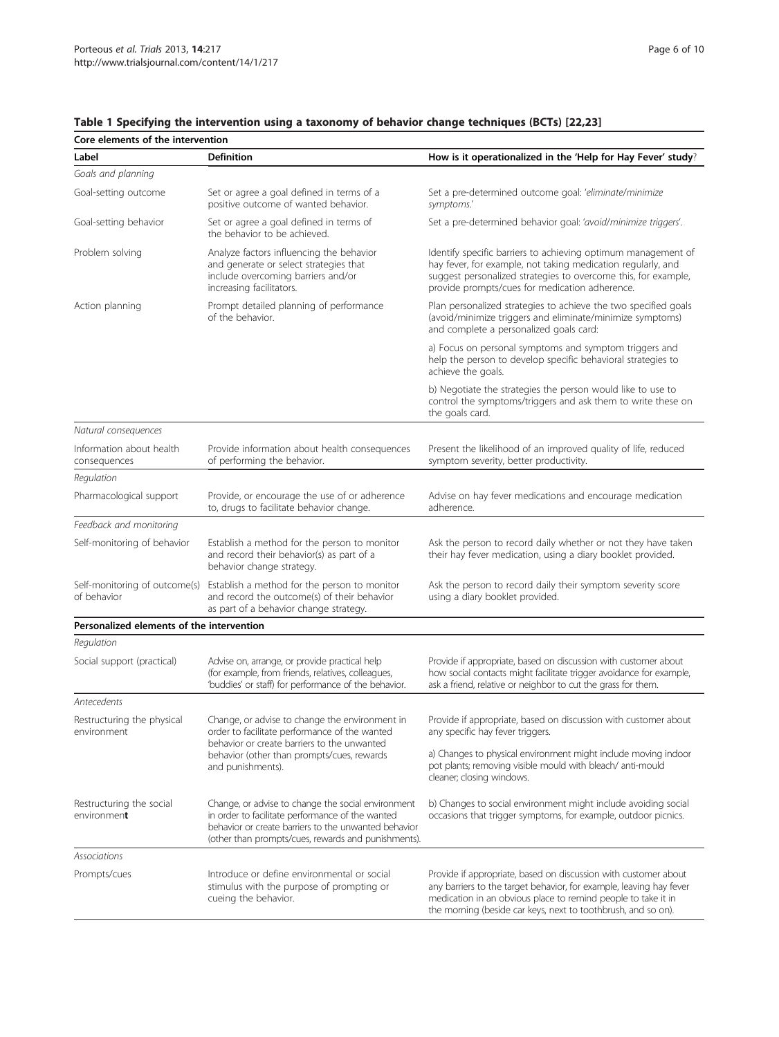**Table 1 Specifying the intervention using a taxonomy of behavior change techniques (BCTs) [22,23]**

| Label | Definition | How is it operationalized in the 'Help for Hay Fever' study? |
|---|---|---|
| **Core elements of the intervention** | | |
| *Goals and planning* | | |
| Goal-setting outcome | Set or agree a goal defined in terms of a positive outcome of wanted behavior. | Set a pre-determined outcome goal: '*eliminate/minimize symptoms*.' |
| Goal-setting behavior | Set or agree a goal defined in terms of the behavior to be achieved. | Set a pre-determined behavior goal: '*avoid/minimize triggers*'. |
| Problem solving | Analyze factors influencing the behavior and generate or select strategies that include overcoming barriers and/or increasing facilitators. | Identify specific barriers to achieving optimum management of hay fever, for example, not taking medication regularly, and suggest personalized strategies to overcome this, for example, provide prompts/cues for medication adherence. |
| Action planning | Prompt detailed planning of performance of the behavior. | Plan personalized strategies to achieve the two specified goals (avoid/minimize triggers and eliminate/minimize symptoms) and complete a personalized goals card: |
| | | a) Focus on personal symptoms and symptom triggers and help the person to develop specific behavioral strategies to achieve the goals. |
| | | b) Negotiate the strategies the person would like to use to control the symptoms/triggers and ask them to write these on the goals card. |
| *Natural consequences* | | |
| Information about health consequences | Provide information about health consequences of performing the behavior. | Present the likelihood of an improved quality of life, reduced symptom severity, better productivity. |
| *Regulation* | | |
| Pharmacological support | Provide, or encourage the use of or adherence to, drugs to facilitate behavior change. | Advise on hay fever medications and encourage medication adherence. |
| *Feedback and monitoring* | | |
| Self-monitoring of behavior | Establish a method for the person to monitor and record their behavior(s) as part of a behavior change strategy. | Ask the person to record daily whether or not they have taken their hay fever medication, using a diary booklet provided. |
| Self-monitoring of outcome(s) of behavior | Establish a method for the person to monitor and record the outcome(s) of their behavior as part of a behavior change strategy. | Ask the person to record daily their symptom severity score using a diary booklet provided. |
| **Personalized elements of the intervention** | | |
| *Regulation* | | |
| Social support (practical) | Advise on, arrange, or provide practical help (for example, from friends, relatives, colleagues, 'buddies' or staff) for performance of the behavior. | Provide if appropriate, based on discussion with customer about how social contacts might facilitate trigger avoidance for example, ask a friend, relative or neighbor to cut the grass for them. |
| *Antecedents* | | |
| Restructuring the physical environment | Change, or advise to change the environment in order to facilitate performance of the wanted behavior or create barriers to the unwanted behavior (other than prompts/cues, rewards and punishments). | Provide if appropriate, based on discussion with customer about any specific hay fever triggers. a) Changes to physical environment might include moving indoor pot plants; removing visible mould with bleach/ anti-mould cleaner; closing windows. |
| Restructuring the social environment | Change, or advise to change the social environment in order to facilitate performance of the wanted behavior or create barriers to the unwanted behavior (other than prompts/cues, rewards and punishments). | b) Changes to social environment might include avoiding social occasions that trigger symptoms, for example, outdoor picnics. |
| *Associations* | | |
| Prompts/cues | Introduce or define environmental or social stimulus with the purpose of prompting or cueing the behavior. | Provide if appropriate, based on discussion with customer about any barriers to the target behavior, for example, leaving hay fever medication in an obvious place to remind people to take it in the morning (beside car keys, next to toothbrush, and so on). |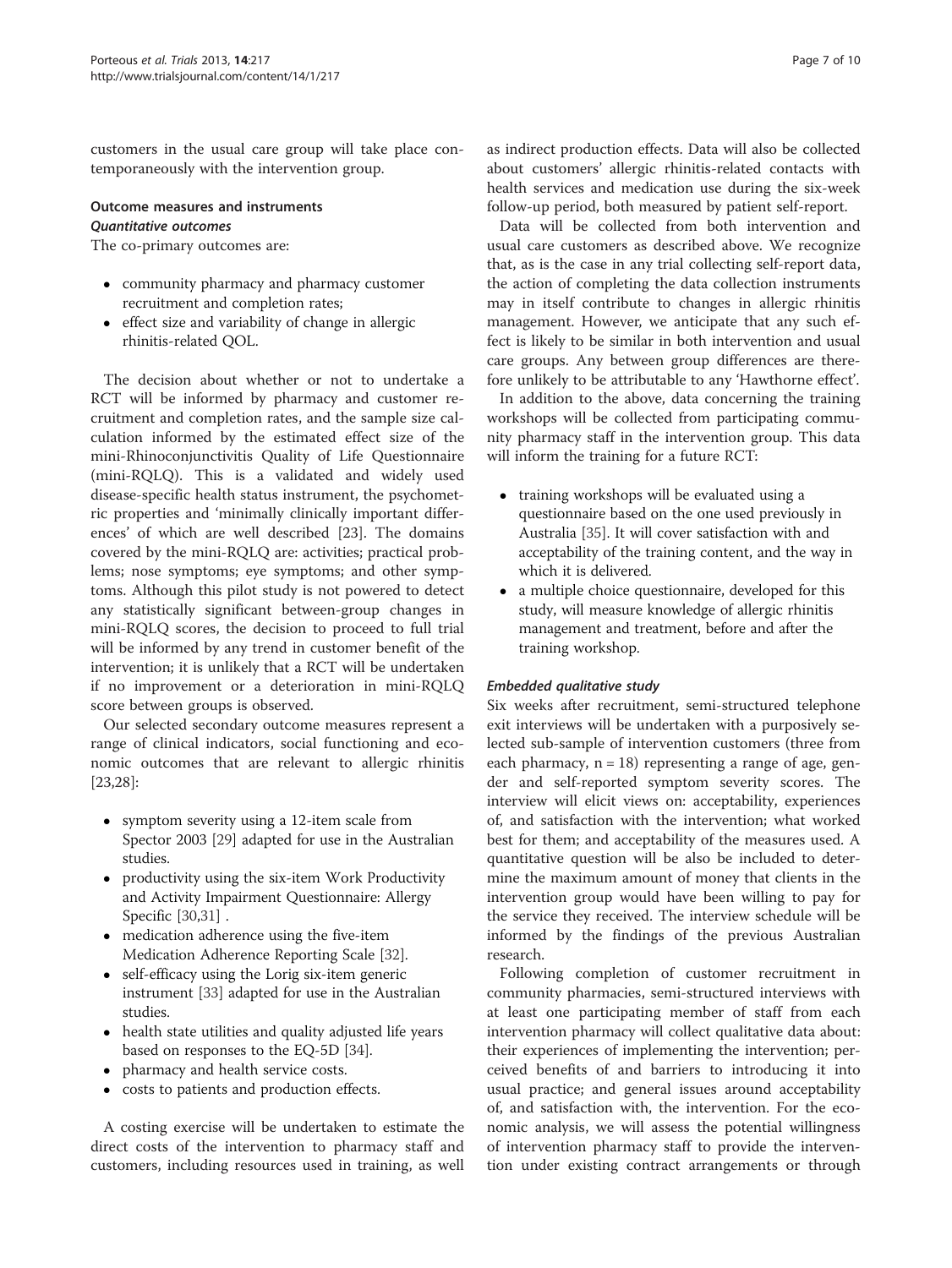customers in the usual care group will take place contemporaneously with the intervention group.

### Outcome measures and instruments

#### *Quantitative outcomes*

The co-primary outcomes are:

- community pharmacy and pharmacy customer recruitment and completion rates;
- effect size and variability of change in allergic rhinitis-related QOL.

The decision about whether or not to undertake a RCT will be informed by pharmacy and customer recruitment and completion rates, and the sample size calculation informed by the estimated effect size of the mini-Rhinoconjunctivitis Quality of Life Questionnaire (mini-RQLQ). This is a validated and widely used disease-specific health status instrument, the psychometric properties and 'minimally clinically important differences' of which are well described [23]. The domains covered by the mini-RQLQ are: activities; practical problems; nose symptoms; eye symptoms; and other symptoms. Although this pilot study is not powered to detect any statistically significant between-group changes in mini-RQLQ scores, the decision to proceed to full trial will be informed by any trend in customer benefit of the intervention; it is unlikely that a RCT will be undertaken if no improvement or a deterioration in mini-RQLQ score between groups is observed.

Our selected secondary outcome measures represent a range of clinical indicators, social functioning and economic outcomes that are relevant to allergic rhinitis [23,28]:

- symptom severity using a 12-item scale from Spector 2003 [29] adapted for use in the Australian studies.
- productivity using the six-item Work Productivity and Activity Impairment Questionnaire: Allergy Specific [30,31] .
- medication adherence using the five-item Medication Adherence Reporting Scale [32].
- self-efficacy using the Lorig six-item generic instrument [33] adapted for use in the Australian studies.
- health state utilities and quality adjusted life years based on responses to the EQ-5D [34].
- pharmacy and health service costs.
- costs to patients and production effects.

A costing exercise will be undertaken to estimate the direct costs of the intervention to pharmacy staff and customers, including resources used in training, as well as indirect production effects. Data will also be collected about customers' allergic rhinitis-related contacts with health services and medication use during the six-week follow-up period, both measured by patient self-report.

Data will be collected from both intervention and usual care customers as described above. We recognize that, as is the case in any trial collecting self-report data, the action of completing the data collection instruments may in itself contribute to changes in allergic rhinitis management. However, we anticipate that any such effect is likely to be similar in both intervention and usual care groups. Any between group differences are therefore unlikely to be attributable to any 'Hawthorne effect'.

In addition to the above, data concerning the training workshops will be collected from participating community pharmacy staff in the intervention group. This data will inform the training for a future RCT:

- training workshops will be evaluated using a questionnaire based on the one used previously in Australia [35]. It will cover satisfaction with and acceptability of the training content, and the way in which it is delivered.
- a multiple choice questionnaire, developed for this study, will measure knowledge of allergic rhinitis management and treatment, before and after the training workshop.

#### *Embedded qualitative study*

Six weeks after recruitment, semi-structured telephone exit interviews will be undertaken with a purposively selected sub-sample of intervention customers (three from each pharmacy, n = 18) representing a range of age, gender and self-reported symptom severity scores. The interview will elicit views on: acceptability, experiences of, and satisfaction with the intervention; what worked best for them; and acceptability of the measures used. A quantitative question will be also be included to determine the maximum amount of money that clients in the intervention group would have been willing to pay for the service they received. The interview schedule will be informed by the findings of the previous Australian research.

Following completion of customer recruitment in community pharmacies, semi-structured interviews with at least one participating member of staff from each intervention pharmacy will collect qualitative data about: their experiences of implementing the intervention; perceived benefits of and barriers to introducing it into usual practice; and general issues around acceptability of, and satisfaction with, the intervention. For the economic analysis, we will assess the potential willingness of intervention pharmacy staff to provide the intervention under existing contract arrangements or through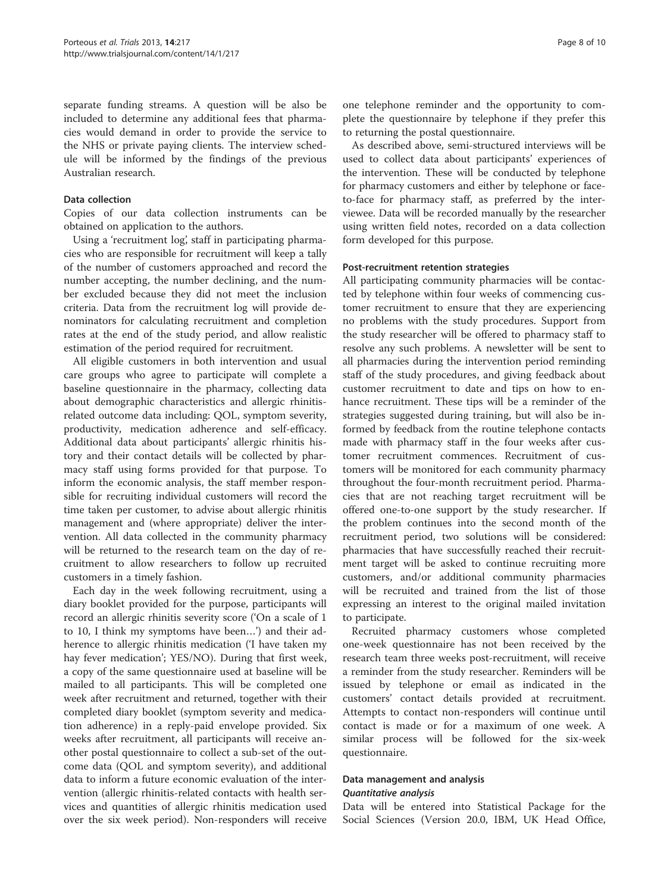separate funding streams. A question will be also be included to determine any additional fees that pharmacies would demand in order to provide the service to the NHS or private paying clients. The interview schedule will be informed by the findings of the previous Australian research.

### Data collection

Copies of our data collection instruments can be obtained on application to the authors.

Using a 'recruitment log', staff in participating pharmacies who are responsible for recruitment will keep a tally of the number of customers approached and record the number accepting, the number declining, and the number excluded because they did not meet the inclusion criteria. Data from the recruitment log will provide denominators for calculating recruitment and completion rates at the end of the study period, and allow realistic estimation of the period required for recruitment.

All eligible customers in both intervention and usual care groups who agree to participate will complete a baseline questionnaire in the pharmacy, collecting data about demographic characteristics and allergic rhinitis-related outcome data including: QOL, symptom severity, productivity, medication adherence and self-efficacy. Additional data about participants' allergic rhinitis history and their contact details will be collected by pharmacy staff using forms provided for that purpose. To inform the economic analysis, the staff member responsible for recruiting individual customers will record the time taken per customer, to advise about allergic rhinitis management and (where appropriate) deliver the intervention. All data collected in the community pharmacy will be returned to the research team on the day of recruitment to allow researchers to follow up recruited customers in a timely fashion.

Each day in the week following recruitment, using a diary booklet provided for the purpose, participants will record an allergic rhinitis severity score ('On a scale of 1 to 10, I think my symptoms have been…') and their adherence to allergic rhinitis medication ('I have taken my hay fever medication'; YES/NO). During that first week, a copy of the same questionnaire used at baseline will be mailed to all participants. This will be completed one week after recruitment and returned, together with their completed diary booklet (symptom severity and medication adherence) in a reply-paid envelope provided. Six weeks after recruitment, all participants will receive another postal questionnaire to collect a sub-set of the outcome data (QOL and symptom severity), and additional data to inform a future economic evaluation of the intervention (allergic rhinitis-related contacts with health services and quantities of allergic rhinitis medication used over the six week period). Non-responders will receive one telephone reminder and the opportunity to complete the questionnaire by telephone if they prefer this to returning the postal questionnaire.

As described above, semi-structured interviews will be used to collect data about participants' experiences of the intervention. These will be conducted by telephone for pharmacy customers and either by telephone or face-to-face for pharmacy staff, as preferred by the interviewee. Data will be recorded manually by the researcher using written field notes, recorded on a data collection form developed for this purpose.

### Post-recruitment retention strategies

All participating community pharmacies will be contacted by telephone within four weeks of commencing customer recruitment to ensure that they are experiencing no problems with the study procedures. Support from the study researcher will be offered to pharmacy staff to resolve any such problems. A newsletter will be sent to all pharmacies during the intervention period reminding staff of the study procedures, and giving feedback about customer recruitment to date and tips on how to enhance recruitment. These tips will be a reminder of the strategies suggested during training, but will also be informed by feedback from the routine telephone contacts made with pharmacy staff in the four weeks after customer recruitment commences. Recruitment of customers will be monitored for each community pharmacy throughout the four-month recruitment period. Pharmacies that are not reaching target recruitment will be offered one-to-one support by the study researcher. If the problem continues into the second month of the recruitment period, two solutions will be considered: pharmacies that have successfully reached their recruitment target will be asked to continue recruiting more customers, and/or additional community pharmacies will be recruited and trained from the list of those expressing an interest to the original mailed invitation to participate.

Recruited pharmacy customers whose completed one-week questionnaire has not been received by the research team three weeks post-recruitment, will receive a reminder from the study researcher. Reminders will be issued by telephone or email as indicated in the customers' contact details provided at recruitment. Attempts to contact non-responders will continue until contact is made or for a maximum of one week. A similar process will be followed for the six-week questionnaire.

### Data management and analysis

#### *Quantitative analysis*

Data will be entered into Statistical Package for the Social Sciences (Version 20.0, IBM, UK Head Office,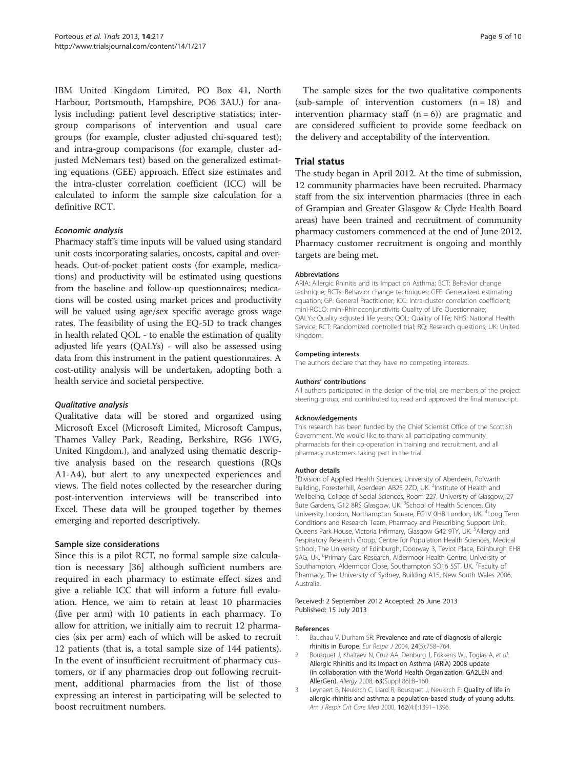IBM United Kingdom Limited, PO Box 41, North Harbour, Portsmouth, Hampshire, PO6 3AU.) for analysis including: patient level descriptive statistics; inter-group comparisons of intervention and usual care groups (for example, cluster adjusted chi-squared test); and intra-group comparisons (for example, cluster adjusted McNemars test) based on the generalized estimating equations (GEE) approach. Effect size estimates and the intra-cluster correlation coefficient (ICC) will be calculated to inform the sample size calculation for a definitive RCT.

#### *Economic analysis*

Pharmacy staff's time inputs will be valued using standard unit costs incorporating salaries, oncosts, capital and overheads. Out-of-pocket patient costs (for example, medications) and productivity will be estimated using questions from the baseline and follow-up questionnaires; medications will be costed using market prices and productivity will be valued using age/sex specific average gross wage rates. The feasibility of using the EQ-5D to track changes in health related QOL - to enable the estimation of quality adjusted life years (QALYs) - will also be assessed using data from this instrument in the patient questionnaires. A cost-utility analysis will be undertaken, adopting both a health service and societal perspective.

#### *Qualitative analysis*

Qualitative data will be stored and organized using Microsoft Excel (Microsoft Limited, Microsoft Campus, Thames Valley Park, Reading, Berkshire, RG6 1WG, United Kingdom.), and analyzed using thematic descriptive analysis based on the research questions (RQs A1-A4), but alert to any unexpected experiences and views. The field notes collected by the researcher during post-intervention interviews will be transcribed into Excel. These data will be grouped together by themes emerging and reported descriptively.

### Sample size considerations

Since this is a pilot RCT, no formal sample size calculation is necessary [36] although sufficient numbers are required in each pharmacy to estimate effect sizes and give a reliable ICC that will inform a future full evaluation. Hence, we aim to retain at least 10 pharmacies (five per arm) with 10 patients in each pharmacy. To allow for attrition, we initially aim to recruit 12 pharmacies (six per arm) each of which will be asked to recruit 12 patients (that is, a total sample size of 144 patients). In the event of insufficient recruitment of pharmacy customers, or if any pharmacies drop out following recruitment, additional pharmacies from the list of those expressing an interest in participating will be selected to boost recruitment numbers.

The sample sizes for the two qualitative components (sub-sample of intervention customers (n = 18) and intervention pharmacy staff (n = 6)) are pragmatic and are considered sufficient to provide some feedback on the delivery and acceptability of the intervention.

## Trial status

The study began in April 2012. At the time of submission, 12 community pharmacies have been recruited. Pharmacy staff from the six intervention pharmacies (three in each of Grampian and Greater Glasgow & Clyde Health Board areas) have been trained and recruitment of community pharmacy customers commenced at the end of June 2012. Pharmacy customer recruitment is ongoing and monthly targets are being met.

#### Abbreviations

ARIA: Allergic Rhinitis and its Impact on Asthma; BCT: Behavior change technique; BCTs: Behavior change techniques; GEE: Generalized estimating equation; GP: General Practitioner; ICC: Intra-cluster correlation coefficient; mini-RQLQ: mini-Rhinoconjunctivitis Quality of Life Questionnaire; QALYs: Quality adjusted life years; QOL: Quality of life; NHS: National Health Service; RCT: Randomized controlled trial; RQ: Research questions; UK: United Kingdom.

#### Competing interests

The authors declare that they have no competing interests.

#### Authors' contributions

All authors participated in the design of the trial, are members of the project steering group, and contributed to, read and approved the final manuscript.

#### Acknowledgements

This research has been funded by the Chief Scientist Office of the Scottish Government. We would like to thank all participating community pharmacists for their co-operation in training and recruitment, and all pharmacy customers taking part in the trial.

#### Author details

[1]Division of Applied Health Sciences, University of Aberdeen, Polwarth Building, Foresterhill, Aberdeen AB25 2ZD, UK. [2]Institute of Health and Wellbeing, College of Social Sciences, Room 227, University of Glasgow, 27 Bute Gardens, Glasgow, G12 8RS Glasgow, UK. [3]School of Health Sciences, City University London, Northampton Square, EC1V 0HB London, UK. [4]Long Term Conditions and Research Team, Pharmacy and Prescribing Support Unit, Queens Park House, Victoria Infirmary, Glasgow G42 9TY, UK. [5]Allergy and Respiratory Research Group, Centre for Population Health Sciences, Medical School, The University of Edinburgh, Doorway 3, Teviot Place, Edinburgh EH8 9AG, UK. [6]Primary Care Research, Aldermoor Health Centre, University of Southampton, Aldermoor Close, Southampton SO16 5ST, UK. [7]Faculty of Pharmacy, The University of Sydney, Building A15, New South Wales 2006, Australia.

Received: 2 September 2012 Accepted: 26 June 2013
Published: 15 July 2013

#### References

1. Bauchau V, Durham SR: **Prevalence and rate of diagnosis of allergic rhinitis in Europe.** *Eur Respir J* 2004, **24**(5):758–764.
2. Bousquet J, Khaltaev N, Cruz AA, Denburg J, Fokkens WJ, Togias A, *et al*: **Allergic Rhinitis and its Impact on Asthma (ARIA) 2008 update (in collaboration with the World Health Organization, GA2LEN and AllerGen).** *Allergy* 2008, **63**(Suppl 86):8–160.
3. Leynaert B, Neukirch C, Liard R, Bousquet J, Neukirch F: **Quality of life in allergic rhinitis and asthma: a population-based study of young adults.** *Am J Respir Crit Care Med* 2000, **162**(4:I):1391–1396.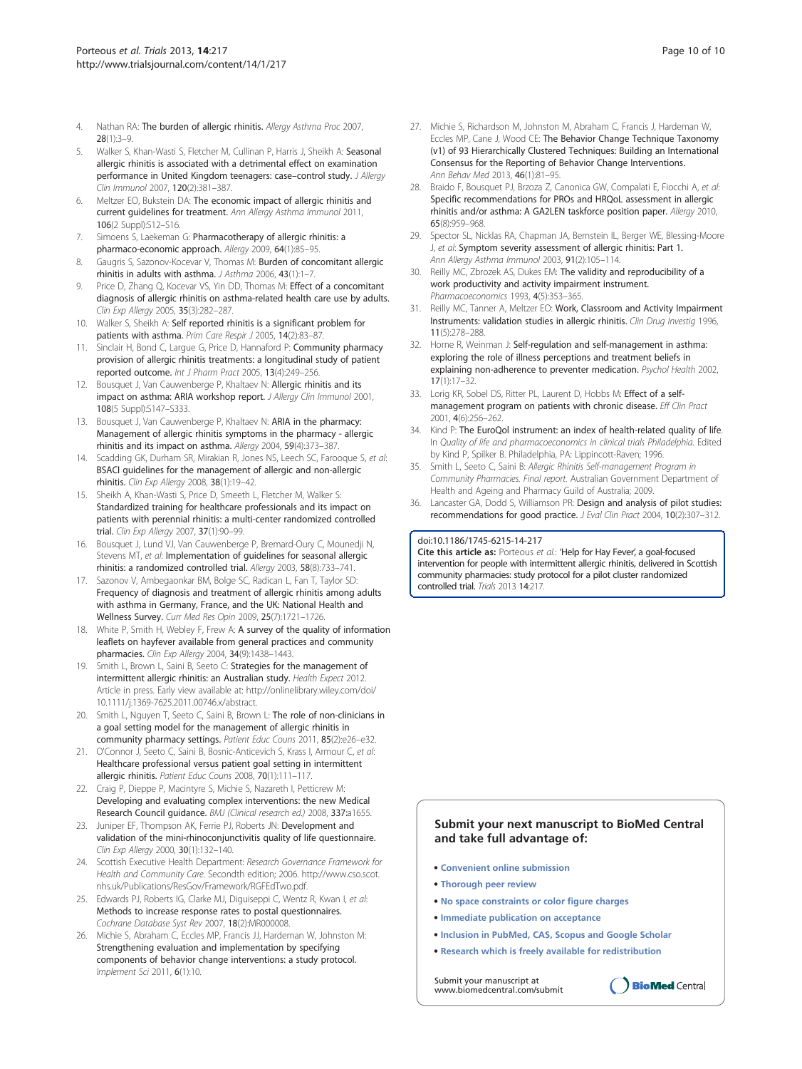4. Nathan RA: **The burden of allergic rhinitis.** *Allergy Asthma Proc* 2007, **28**(1):3–9.
5. Walker S, Khan-Wasti S, Fletcher M, Cullinan P, Harris J, Sheikh A: **Seasonal allergic rhinitis is associated with a detrimental effect on examination performance in United Kingdom teenagers: case–control study.** *J Allergy Clin Immunol* 2007, **120**(2):381–387.
6. Meltzer EO, Bukstein DA: **The economic impact of allergic rhinitis and current guidelines for treatment.** *Ann Allergy Asthma Immunol* 2011, **106**(2 Suppl):S12–S16.
7. Simoens S, Laekeman G: **Pharmacotherapy of allergic rhinitis: a pharmaco-economic approach.** *Allergy* 2009, **64**(1):85–95.
8. Gaugris S, Sazonov-Kocevar V, Thomas M: **Burden of concomitant allergic rhinitis in adults with asthma.** *J Asthma* 2006, **43**(1):1–7.
9. Price D, Zhang Q, Kocevar VS, Yin DD, Thomas M: **Effect of a concomitant diagnosis of allergic rhinitis on asthma-related health care use by adults.** *Clin Exp Allergy* 2005, **35**(3):282–287.
10. Walker S, Sheikh A: **Self reported rhinitis is a significant problem for patients with asthma.** *Prim Care Respir J* 2005, **14**(2):83–87.
11. Sinclair H, Bond C, Largue G, Price D, Hannaford P: **Community pharmacy provision of allergic rhinitis treatments: a longitudinal study of patient reported outcome.** *Int J Pharm Pract* 2005, **13**(4):249–256.
12. Bousquet J, Van Cauwenberge P, Khaltaev N: **Allergic rhinitis and its impact on asthma: ARIA workshop report.** *J Allergy Clin Immunol* 2001, **108**(5 Suppl):S147–S333.
13. Bousquet J, Van Cauwenberge P, Khaltaev N: **ARIA in the pharmacy: Management of allergic rhinitis symptoms in the pharmacy - allergic rhinitis and its impact on asthma.** *Allergy* 2004, **59**(4):373–387.
14. Scadding GK, Durham SR, Mirakian R, Jones NS, Leech SC, Farooque S, *et al*: **BSACI guidelines for the management of allergic and non-allergic rhinitis.** *Clin Exp Allergy* 2008, **38**(1):19–42.
15. Sheikh A, Khan-Wasti S, Price D, Smeeth L, Fletcher M, Walker S: **Standardized training for healthcare professionals and its impact on patients with perennial rhinitis: a multi-center randomized controlled trial.** *Clin Exp Allergy* 2007, **37**(1):90–99.
16. Bousquet J, Lund VJ, Van Cauwenberge P, Bremard-Oury C, Mounedji N, Stevens MT, *et al*: **Implementation of guidelines for seasonal allergic rhinitis: a randomized controlled trial.** *Allergy* 2003, **58**(8):733–741.
17. Sazonov V, Ambegaonkar BM, Bolge SC, Radican L, Fan T, Taylor SD: **Frequency of diagnosis and treatment of allergic rhinitis among adults with asthma in Germany, France, and the UK: National Health and Wellness Survey.** *Curr Med Res Opin* 2009, **25**(7):1721–1726.
18. White P, Smith H, Webley F, Frew A: **A survey of the quality of information leaflets on hayfever available from general practices and community pharmacies.** *Clin Exp Allergy* 2004, **34**(9):1438–1443.
19. Smith L, Brown L, Saini B, Seeto C: **Strategies for the management of intermittent allergic rhinitis: an Australian study.** *Health Expect* 2012. Article in press. Early view available at: http://onlinelibrary.wiley.com/doi/10.1111/j.1369-7625.2011.00746.x/abstract.
20. Smith L, Nguyen T, Seeto C, Saini B, Brown L: **The role of non-clinicians in a goal setting model for the management of allergic rhinitis in community pharmacy settings.** *Patient Educ Couns* 2011, **85**(2):e26–e32.
21. O'Connor J, Seeto C, Saini B, Bosnic-Anticevich S, Krass I, Armour C, *et al*: **Healthcare professional versus patient goal setting in intermittent allergic rhinitis.** *Patient Educ Couns* 2008, **70**(1):111–117.
22. Craig P, Dieppe P, Macintyre S, Michie S, Nazareth I, Petticrew M: **Developing and evaluating complex interventions: the new Medical Research Council guidance.** *BMJ (Clinical research ed.)* 2008, **337**:a1655.
23. Juniper EF, Thompson AK, Ferrie PJ, Roberts JN: **Development and validation of the mini-rhinoconjunctivitis quality of life questionnaire.** *Clin Exp Allergy* 2000, **30**(1):132–140.
24. Scottish Executive Health Department: *Research Governance Framework for Health and Community Care.* Secondth edition; 2006. http://www.cso.scot.nhs.uk/Publications/ResGov/Framework/RGFEdTwo.pdf.
25. Edwards PJ, Roberts IG, Clarke MJ, Diguiseppi C, Wentz R, Kwan I, *et al*: **Methods to increase response rates to postal questionnaires.** *Cochrane Database Syst Rev* 2007, **18**(2):MR000008.
26. Michie S, Abraham C, Eccles MP, Francis JJ, Hardeman W, Johnston M: **Strengthening evaluation and implementation by specifying components of behavior change interventions: a study protocol.** *Implement Sci* 2011, **6**(1):10.
27. Michie S, Richardson M, Johnston M, Abraham C, Francis J, Hardeman W, Eccles MP, Cane J, Wood CE: **The Behavior Change Technique Taxonomy (v1) of 93 Hierarchically Clustered Techniques: Building an International Consensus for the Reporting of Behavior Change Interventions.** *Ann Behav Med* 2013, **46**(1):81–95.
28. Braido F, Bousquet PJ, Brzoza Z, Canonica GW, Compalati E, Fiocchi A, *et al*: **Specific recommendations for PROs and HRQoL assessment in allergic rhinitis and/or asthma: A GA2LEN taskforce position paper.** *Allergy* 2010, **65**(8):959–968.
29. Spector SL, Nicklas RA, Chapman JA, Bernstein IL, Berger WE, Blessing-Moore J, *et al*: **Symptom severity assessment of allergic rhinitis: Part 1.** *Ann Allergy Asthma Immunol* 2003, **91**(2):105–114.
30. Reilly MC, Zbrozek AS, Dukes EM: **The validity and reproducibility of a work productivity and activity impairment instrument.** *Pharmacoeconomics* 1993, **4**(5):353–365.
31. Reilly MC, Tanner A, Meltzer EO: **Work, Classroom and Activity Impairment Instruments: validation studies in allergic rhinitis.** *Clin Drug Investig* 1996, **11**(5):278–288.
32. Horne R, Weinman J: **Self-regulation and self-management in asthma: exploring the role of illness perceptions and treatment beliefs in explaining non-adherence to preventer medication.** *Psychol Health* 2002, **17**(1):17–32.
33. Lorig KR, Sobel DS, Ritter PL, Laurent D, Hobbs M: **Effect of a self-management program on patients with chronic disease.** *Eff Clin Pract* 2001, **4**(6):256–262.
34. Kind P: **The EuroQol instrument: an index of health-related quality of life.** In *Quality of life and pharmacoeconomics in clinical trials Philadelphia.* Edited by Kind P, Spilker B. Philadelphia, PA: Lippincott-Raven; 1996.
35. Smith L, Seeto C, Saini B: *Allergic Rhinitis Self-management Program in Community Pharmacies. Final report.* Australian Government Department of Health and Ageing and Pharmacy Guild of Australia; 2009.
36. Lancaster GA, Dodd S, Williamson PR: **Design and analysis of pilot studies: recommendations for good practice.** *J Eval Clin Pract* 2004, **10**(2):307–312.

doi:10.1186/1745-6215-14-217

**Cite this article as:** Porteous *et al.*: 'Help for Hay Fever', a goal-focused intervention for people with intermittent allergic rhinitis, delivered in Scottish community pharmacies: study protocol for a pilot cluster randomized controlled trial. *Trials* 2013 **14**:217.

**Submit your next manuscript to BioMed Central and take full advantage of:**

- **Convenient online submission**
- **Thorough peer review**
- **No space constraints or color figure charges**
- **Immediate publication on acceptance**
- **Inclusion in PubMed, CAS, Scopus and Google Scholar**
- **Research which is freely available for redistribution**

Submit your manuscript at www.biomedcentral.com/submit

BioMed Central